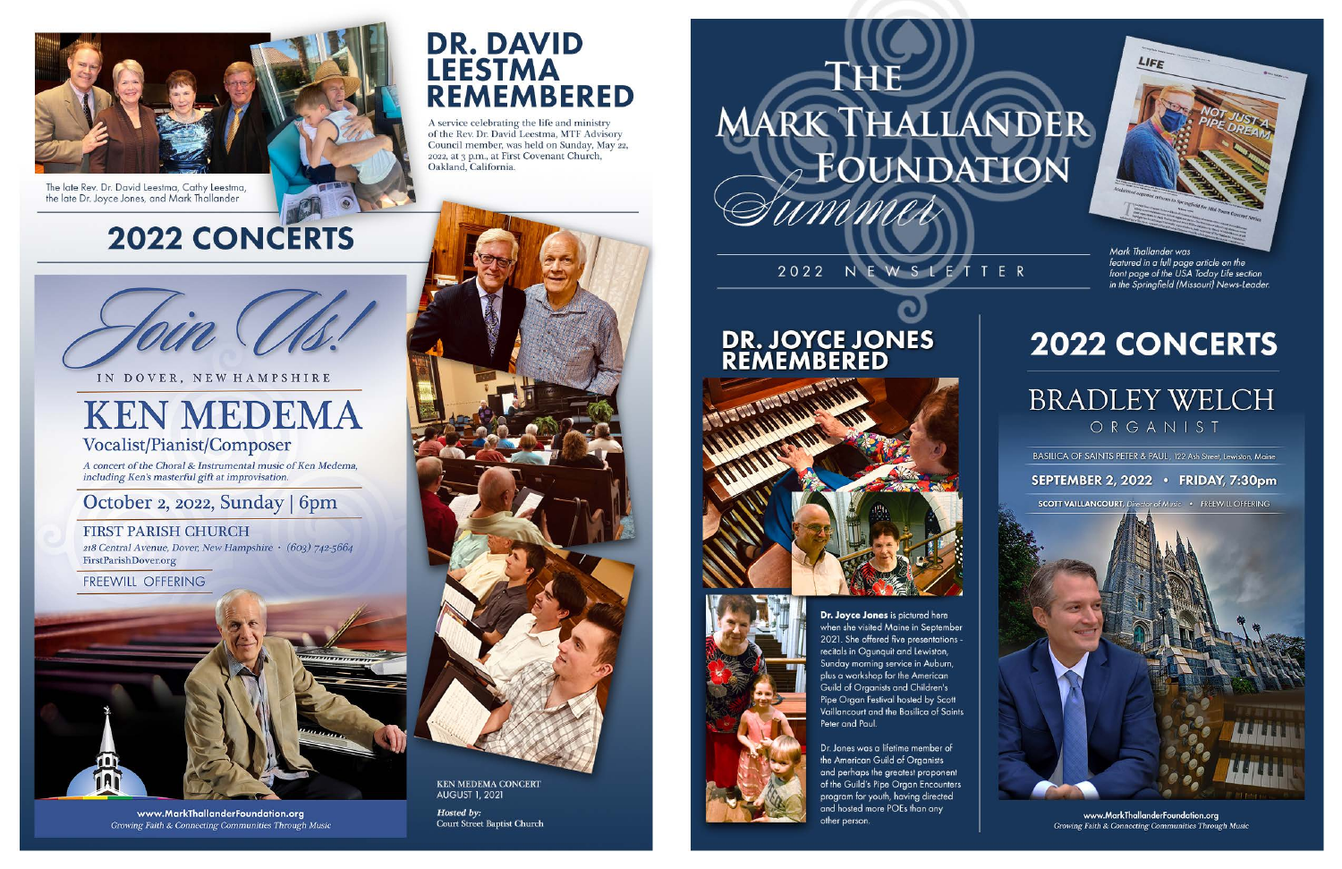# DR. DAVID LEESTMA REMEMBERED

A service celebrating the life and ministry of the Rev. Dr. David Leestma, MTF Advisory Council member, was held on Sunday, May 22, 2022, at 3 p.m., at First Covenant Church, Oakland, California.

The late Rev. Dr. David Leestma, Cathy Leestma, the late Dr. Joyce Jones, and Mark Thallander

## 2022 CONCERTS

*Join Us!*

IN DOVER, NEW HAMPSHIRE

### KEN MEDEMA

Vocalist/Pianist/Composer

*A concert of the Choral & Instrumental music of Ken Medema, including Ken's masterful gift at improvisation.*

October 2, 2022, Sunday | 6pm

FIRST PARISH CHURCH

218 Central Avenue, Dover, New Hampshire • (603) 742-5664

FirstParishDover.org

FREEWILL OFFERING

**www.MarkThallanderFoundation.org**

*Growing Faith & Connecting Communities Through Music*

KEN MEDEMA CONCERT
AUGUST 1, 2021

*Hosted by:*
Court Street Baptist Church

# THE MARK THALLANDER FOUNDATION

*Summer*

2022 NEWSLETTER

*Mark Thallander was featured in a full page article on the front page of the USA Today Life section in the Springfield (Missouri) News-Leader.*

## DR. JOYCE JONES REMEMBERED

**Dr. Joyce Jones** is pictured here when she visited Maine in September 2021. She offered five presentations - recitals in Ogunquit and Lewiston, Sunday morning service in Auburn, plus a workshop for the American Guild of Organists and Children's Pipe Organ Festival hosted by Scott Vaillancourt and the Basilica of Saints Peter and Paul.

Dr. Jones was a lifetime member of the American Guild of Organists and perhaps the greatest proponent of the Guild's Pipe Organ Encounters program for youth, having directed and hosted more POEs than any other person.

## 2022 CONCERTS

### BRADLEY WELCH

ORGANIST

BASILICA OF SAINTS PETER & PAUL, 122 Ash Street, Lewiston, Maine

**SEPTEMBER 2, 2022 • FRIDAY, 7:30pm**

SCOTT VAILLANCOURT, Director of Music • FREEWILL OFFERING

**www.MarkThallanderFoundation.org**

*Growing Faith & Connecting Communities Through Music*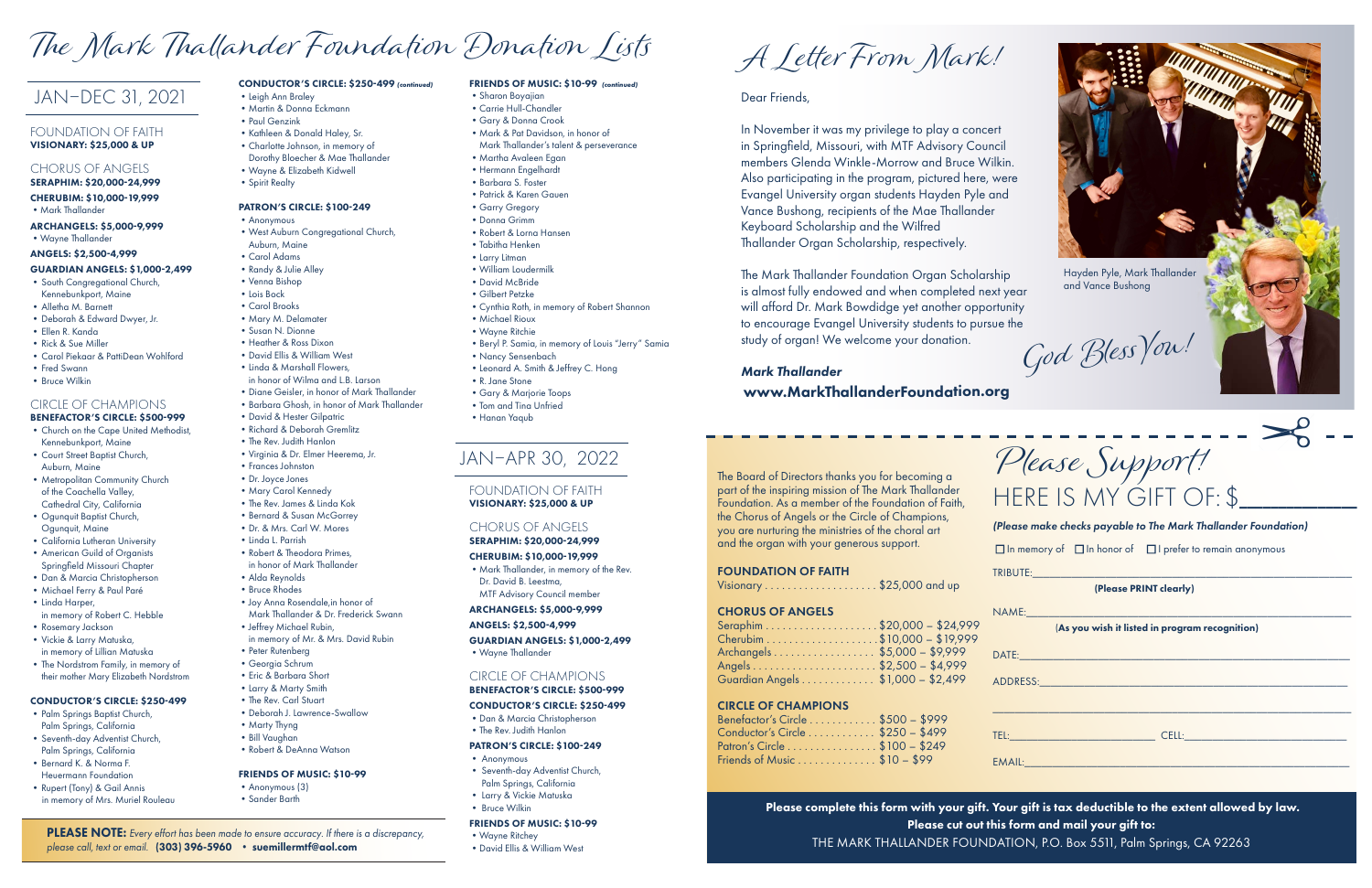# The Mark Thallander Foundation Donation Lists

## JAN–DEC 31, 2021

### FOUNDATION OF FAITH
**VISIONARY: $25,000 & UP**

### CHORUS OF ANGELS
**SERAPHIM: $20,000-24,999**

**CHERUBIM: $10,000-19,999**
- Mark Thallander

**ARCHANGELS: $5,000-9,999**
- Wayne Thallander

**ANGELS: $2,500-4,999**

**GUARDIAN ANGELS: $1,000-2,499**
- South Congregational Church, Kennebunkport, Maine
- Alletha M. Barnett
- Deborah & Edward Dwyer, Jr.
- Ellen R. Kanda
- Rick & Sue Miller
- Carol Piekaar & PattiDean Wohlford
- Fred Swann
- Bruce Wilkin

### CIRCLE OF CHAMPIONS
**BENEFACTOR'S CIRCLE: $500-999**
- Church on the Cape United Methodist, Kennebunkport, Maine
- Court Street Baptist Church, Auburn, Maine
- Metropolitan Community Church of the Coachella Valley, Cathedral City, California
- Ogunquit Baptist Church, Ogunquit, Maine
- California Lutheran University
- American Guild of Organists Springfield Missouri Chapter
- Dan & Marcia Christopherson
- Michael Ferry & Paul Paré
- Linda Harper, in memory of Robert C. Hebble
- Rosemary Jackson
- Vickie & Larry Matuska, in memory of Lillian Matuska
- The Nordstrom Family, in memory of their mother Mary Elizabeth Nordstrom

**CONDUCTOR'S CIRCLE: $250-499**
- Palm Springs Baptist Church, Palm Springs, California
- Seventh-day Adventist Church, Palm Springs, California
- Bernard K. & Norma F. Heuermann Foundation
- Rupert (Tony) & Gail Annis in memory of Mrs. Muriel Rouleau

**CONDUCTOR'S CIRCLE: $250-499** *(continued)*
- Leigh Ann Braley
- Martin & Donna Eckmann
- Paul Genzink
- Kathleen & Donald Haley, Sr.
- Charlotte Johnson, in memory of Dorothy Bloecher & Mae Thallander
- Wayne & Elizabeth Kidwell
- Spirit Realty

**PATRON'S CIRCLE: $100-249**
- Anonymous
- West Auburn Congregational Church, Auburn, Maine
- Carol Adams
- Randy & Julie Alley
- Venna Bishop
- Lois Bock
- Carol Brooks
- Mary M. Delamater
- Susan N. Dionne
- Heather & Ross Dixon
- David Ellis & William West
- Linda & Marshall Flowers, in honor of Wilma and L.B. Larson
- Diane Geisler, in honor of Mark Thallander
- Barbara Ghosh, in honor of Mark Thallander
- David & Hester Gilpatric
- Richard & Deborah Gremlitz
- The Rev. Judith Hanlon
- Virginia & Dr. Elmer Heerema, Jr.
- Frances Johnston
- Dr. Joyce Jones
- Mary Carol Kennedy
- The Rev. James & Linda Kok
- Bernard & Susan McGorrey
- Dr. & Mrs. Carl W. Mores
- Linda L. Parrish
- Robert & Theodora Primes, in honor of Mark Thallander
- Alda Reynolds
- Bruce Rhodes
- Joy Anna Rosendale,in honor of Mark Thallander & Dr. Frederick Swann
- Jeffrey Michael Rubin, in memory of Mr. & Mrs. David Rubin
- Peter Rutenberg
- Georgia Schrum
- Eric & Barbara Short
- Larry & Marty Smith
- The Rev. Carl Stuart
- Deborah J. Lawrence-Swallow
- Marty Thyng
- Bill Vaughan
- Robert & DeAnna Watson

**FRIENDS OF MUSIC: $10-99**
- Anonymous (3)
- Sander Barth

**FRIENDS OF MUSIC: $10-99** *(continued)*
- Sharon Boyajian
- Carrie Hull-Chandler
- Gary & Donna Crook
- Mark & Pat Davidson, in honor of Mark Thallander's talent & perseverance
- Martha Avaleen Egan
- Hermann Engelhardt
- Barbara S. Foster
- Patrick & Karen Gauen
- Garry Gregory
- Donna Grimm
- Robert & Lorna Hansen
- Tabitha Henken
- Larry Litman
- William Loudermilk
- David McBride
- Gilbert Petzke
- Cynthia Roth, in memory of Robert Shannon
- Michael Rioux
- Wayne Ritchie
- Beryl P. Samia, in memory of Louis "Jerry" Samia
- Nancy Sensenbach
- Leonard A. Smith & Jeffrey C. Hong
- R. Jane Stone
- Gary & Marjorie Toops
- Tom and Tina Unfried
- Hanan Yaqub

## JAN–APR 30, 2022

### FOUNDATION OF FAITH
**VISIONARY: $25,000 & UP**

### CHORUS OF ANGELS
**SERAPHIM: $20,000-24,999**

**CHERUBIM: $10,000-19,999**
- Mark Thallander, in memory of the Rev. Dr. David B. Leestma, MTF Advisory Council member

**ARCHANGELS: $5,000-9,999**

**ANGELS: $2,500-4,999**

**GUARDIAN ANGELS: $1,000-2,499**
- Wayne Thallander

### CIRCLE OF CHAMPIONS
**BENEFACTOR'S CIRCLE: $500-999**

**CONDUCTOR'S CIRCLE: $250-499**
- Dan & Marcia Christopherson
- The Rev. Judith Hanlon

**PATRON'S CIRCLE: $100-249**
- Anonymous
- Seventh-day Adventist Church, Palm Springs, California
- Larry & Vickie Matuska
- Bruce Wilkin

**FRIENDS OF MUSIC: $10-99**
- Wayne Ritchey
- David Ellis & William West

**PLEASE NOTE:** *Every effort has been made to ensure accuracy. If there is a discrepancy, please call, text or email.* **(303) 396-5960 • suemillermtf@aol.com**

# A Letter From Mark!

Dear Friends,

In November it was my privilege to play a concert in Springfield, Missouri, with MTF Advisory Council members Glenda Winkle-Morrow and Bruce Wilkin. Also participating in the program, pictured here, were Evangel University organ students Hayden Pyle and Vance Bushong, recipients of the Mae Thallander Keyboard Scholarship and the Wilfred Thallander Organ Scholarship, respectively.

The Mark Thallander Foundation Organ Scholarship is almost fully endowed and when completed next year will afford Dr. Mark Bowdidge yet another opportunity to encourage Evangel University students to pursue the study of organ! We welcome your donation.

*God Bless You!*

***Mark Thallander***
**www.MarkThallanderFoundation.org**

Hayden Pyle, Mark Thallander and Vance Bushong

The Board of Directors thanks you for becoming a part of the inspiring mission of The Mark Thallander Foundation. As a member of the Foundation of Faith, the Chorus of Angels or the Circle of Champions, you are nurturing the ministries of the choral art and the organ with your generous support.

**FOUNDATION OF FAITH**

Visionary .................... $25,000 and up

**CHORUS OF ANGELS**

Seraphim .................... $20,000 – $24,999
Cherubim .................... $10,000 – $19,999
Archangels .................. $5,000 – $9,999
Angels ...................... $2,500 – $4,999
Guardian Angels ............. $1,000 – $2,499

**CIRCLE OF CHAMPIONS**

Benefactor's Circle ........... $500 – $999
Conductor's Circle ............ $250 – $499
Patron's Circle ............... $100 – $249
Friends of Music .............. $10 – $99

# Please Support!

HERE IS MY GIFT OF: $________

*(Please make checks payable to The Mark Thallander Foundation)*

☐ In memory of ☐ In honor of ☐ I prefer to remain anonymous

TRIBUTE:________________________________

**(Please PRINT clearly)**

NAME:________________________________

**(As you wish it listed in program recognition)**

DATE:________________________________

ADDRESS:________________________________

________________________________

TEL:________________ CELL:________________

EMAIL:________________________________

**Please complete this form with your gift. Your gift is tax deductible to the extent allowed by law. Please cut out this form and mail your gift to:**

THE MARK THALLANDER FOUNDATION, P.O. Box 5511, Palm Springs, CA 92263